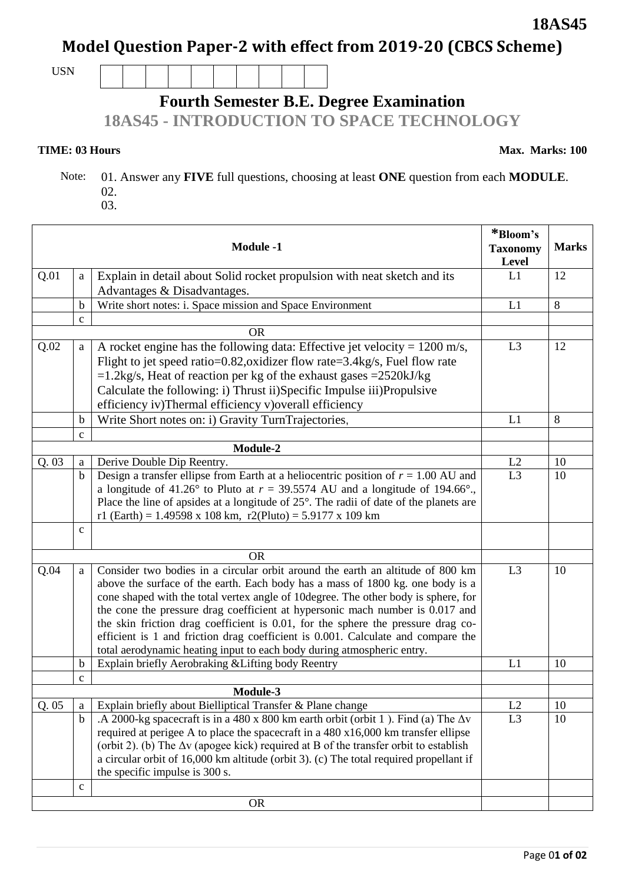18AS45

# Model Question Paper-2 with effect from 2019-20 (CBCS Scheme)

USN | | | | | | | | | | |

## Fourth Semester B.E. Degree Examination

## 18AS45 - INTRODUCTION TO SPACE TECHNOLOGY

**TIME: 03 Hours** **Max. Marks: 100**

Note: 01. Answer any **FIVE** full questions, choosing at least **ONE** question from each **MODULE**.
02.
03.

| | | **Module -1** | ***Bloom's Taxonomy Level** | **Marks** |
|---|---|---|---|---|
| Q.01 | a | Explain in detail about Solid rocket propulsion with neat sketch and its Advantages & Disadvantages. | L1 | 12 |
| | b | Write short notes: i. Space mission and Space Environment | L1 | 8 |
| | c | | | |
| | | OR | | |
| Q.02 | a | A rocket engine has the following data: Effective jet velocity = 1200 m/s, Flight to jet speed ratio=0.82,oxidizer flow rate=3.4kg/s, Fuel flow rate =1.2kg/s, Heat of reaction per kg of the exhaust gases =2520kJ/kg Calculate the following: i) Thrust ii)Specific Impulse iii)Propulsive efficiency iv)Thermal efficiency v)overall efficiency | L3 | 12 |
| | b | Write Short notes on: i) Gravity TurnTrajectories, | L1 | 8 |
| | c | | | |
| | | **Module-2** | | |
| Q. 03 | a | Derive Double Dip Reentry. | L2 | 10 |
| | b | Design a transfer ellipse from Earth at a heliocentric position of $r$ = 1.00 AU and a longitude of 41.26° to Pluto at $r$ = 39.5574 AU and a longitude of 194.66°., Place the line of apsides at a longitude of 25°. The radii of date of the planets are r1 (Earth) = 1.49598 x 108 km, r2(Pluto) = 5.9177 x 109 km | L3 | 10 |
| | c | | | |
| | | OR | | |
| Q.04 | a | Consider two bodies in a circular orbit around the earth an altitude of 800 km above the surface of the earth. Each body has a mass of 1800 kg. one body is a cone shaped with the total vertex angle of 10degree. The other body is sphere, for the cone the pressure drag coefficient at hypersonic mach number is 0.017 and the skin friction drag coefficient is 0.01, for the sphere the pressure drag co-efficient is 1 and friction drag coefficient is 0.001. Calculate and compare the total aerodynamic heating input to each body during atmospheric entry. | L3 | 10 |
| | b | Explain briefly Aerobraking &Lifting body Reentry | L1 | 10 |
| | c | | | |
| | | **Module-3** | | |
| Q. 05 | a | Explain briefly about Bielliptical Transfer & Plane change | L2 | 10 |
| | b | .A 2000-kg spacecraft is in a 480 x 800 km earth orbit (orbit 1 ). Find (a) The $\Delta v$ required at perigee A to place the spacecraft in a 480 x16,000 km transfer ellipse (orbit 2). (b) The $\Delta v$ (apogee kick) required at B of the transfer orbit to establish a circular orbit of 16,000 km altitude (orbit 3). (c) The total required propellant if the specific impulse is 300 s. | L3 | 10 |
| | c | | | |
| | | OR | | |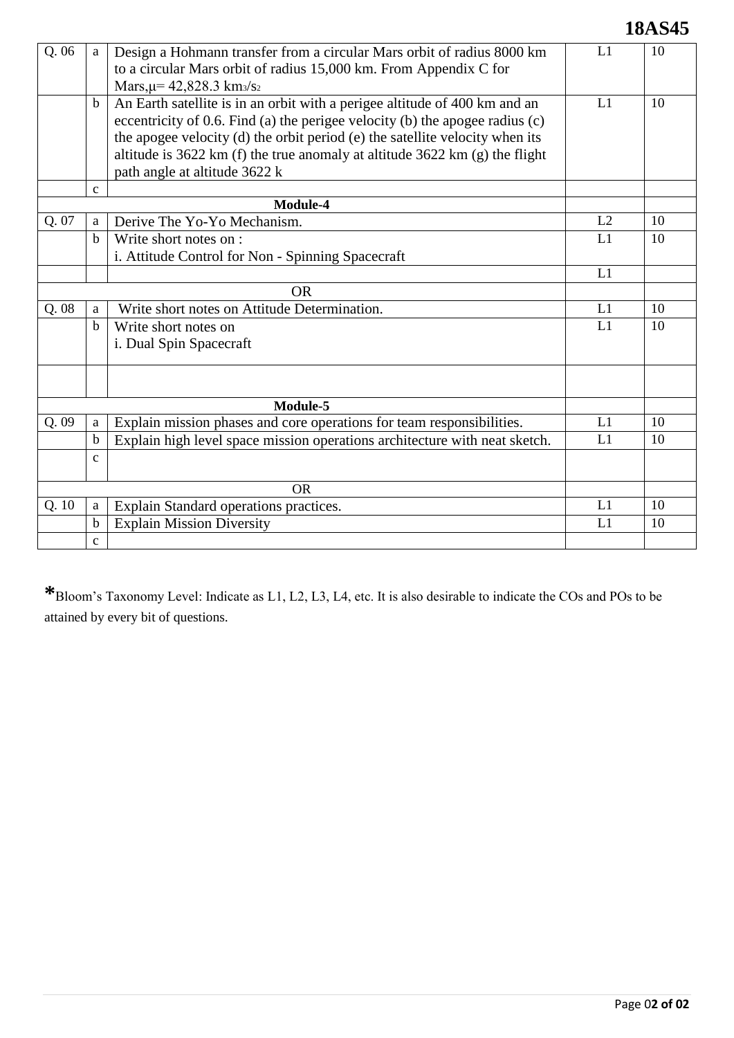| | | | | |
|---|---|---|---|---|
| Q. 06 | a | Design a Hohmann transfer from a circular Mars orbit of radius 8000 km to a circular Mars orbit of radius 15,000 km. From Appendix C for Mars,$\mu$= 42,828.3 $km^3/s^2$ | L1 | 10 |
| | b | An Earth satellite is in an orbit with a perigee altitude of 400 km and an eccentricity of 0.6. Find (a) the perigee velocity (b) the apogee radius (c) the apogee velocity (d) the orbit period (e) the satellite velocity when its altitude is 3622 km (f) the true anomaly at altitude 3622 km (g) the flight path angle at altitude 3622 k | L1 | 10 |
| | c | | | |
| **Module-4** | | | | |
| Q. 07 | a | Derive The Yo-Yo Mechanism. | L2 | 10 |
| | b | Write short notes on :<br>i. Attitude Control for Non - Spinning Spacecraft | L1 | 10 |
| | | | L1 | |
| OR | | | | |
| Q. 08 | a | Write short notes on Attitude Determination. | L1 | 10 |
| | b | Write short notes on<br>i. Dual Spin Spacecraft | L1 | 10 |
| | | | | |
| **Module-5** | | | | |
| Q. 09 | a | Explain mission phases and core operations for team responsibilities. | L1 | 10 |
| | b | Explain high level space mission operations architecture with neat sketch. | L1 | 10 |
| | c | | | |
| OR | | | | |
| Q. 10 | a | Explain Standard operations practices. | L1 | 10 |
| | b | Explain Mission Diversity | L1 | 10 |
| | c | | | |

**\***Bloom's Taxonomy Level: Indicate as L1, L2, L3, L4, etc. It is also desirable to indicate the COs and POs to be attained by every bit of questions.